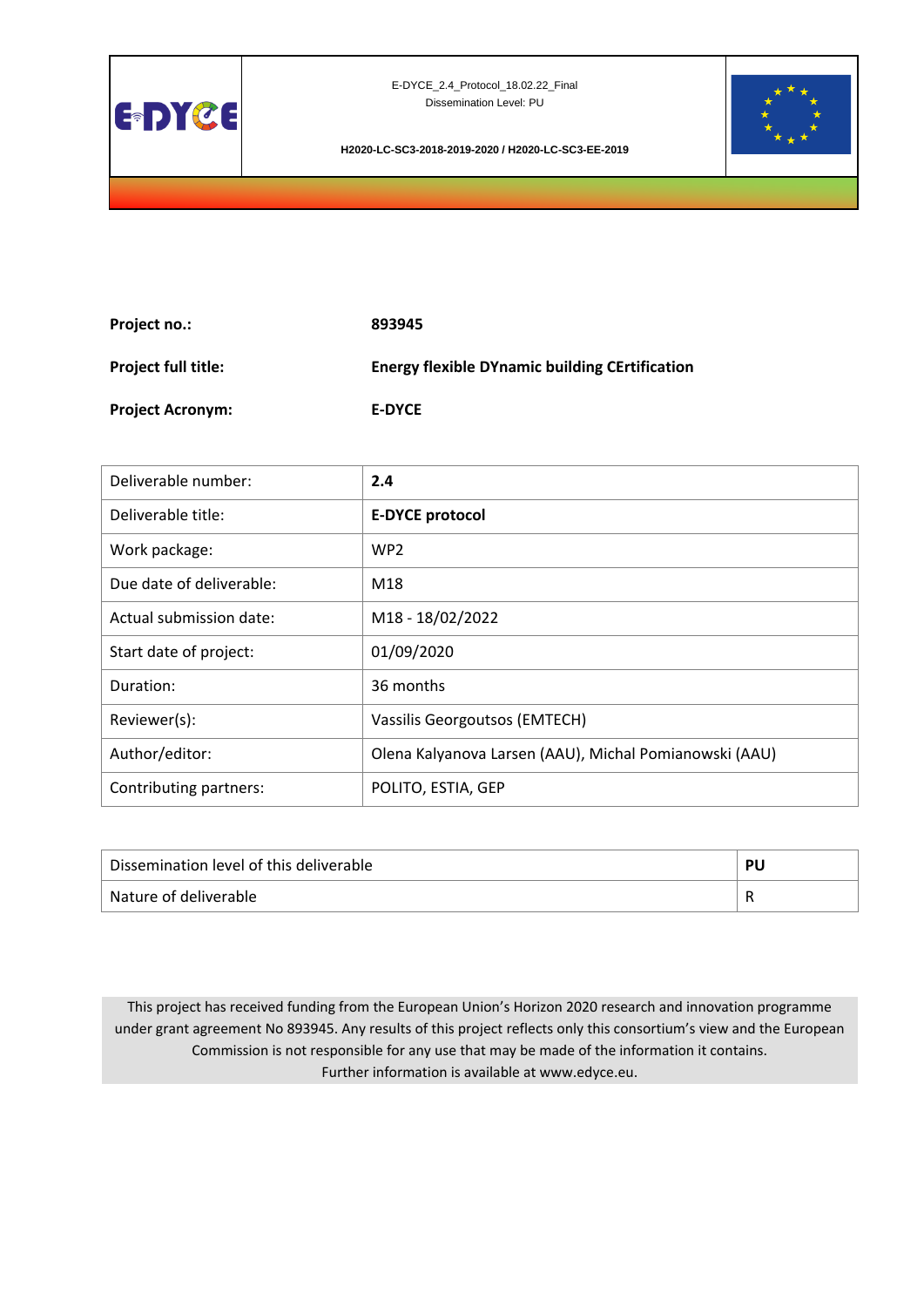E-DYCE_2.4_Protocol_18.02.22_Final
Dissemination Level: PU

H2020-LC-SC3-2018-2019-2020 / H2020-LC-SC3-EE-2019

| | |
|---|---|
| **Project no.:** | **893945** |
| **Project full title:** | **Energy flexible DYnamic building CErtification** |
| **Project Acronym:** | **E-DYCE** |

| | |
|---|---|
| Deliverable number: | **2.4** |
| Deliverable title: | **E-DYCE protocol** |
| Work package: | WP2 |
| Due date of deliverable: | M18 |
| Actual submission date: | M18 - 18/02/2022 |
| Start date of project: | 01/09/2020 |
| Duration: | 36 months |
| Reviewer(s): | Vassilis Georgoutsos (EMTECH) |
| Author/editor: | Olena Kalyanova Larsen (AAU), Michal Pomianowski (AAU) |
| Contributing partners: | POLITO, ESTIA, GEP |

| | |
|---|---|
| Dissemination level of this deliverable | **PU** |
| Nature of deliverable | R |

This project has received funding from the European Union's Horizon 2020 research and innovation programme under grant agreement No 893945. Any results of this project reflects only this consortium's view and the European Commission is not responsible for any use that may be made of the information it contains.
Further information is available at www.edyce.eu.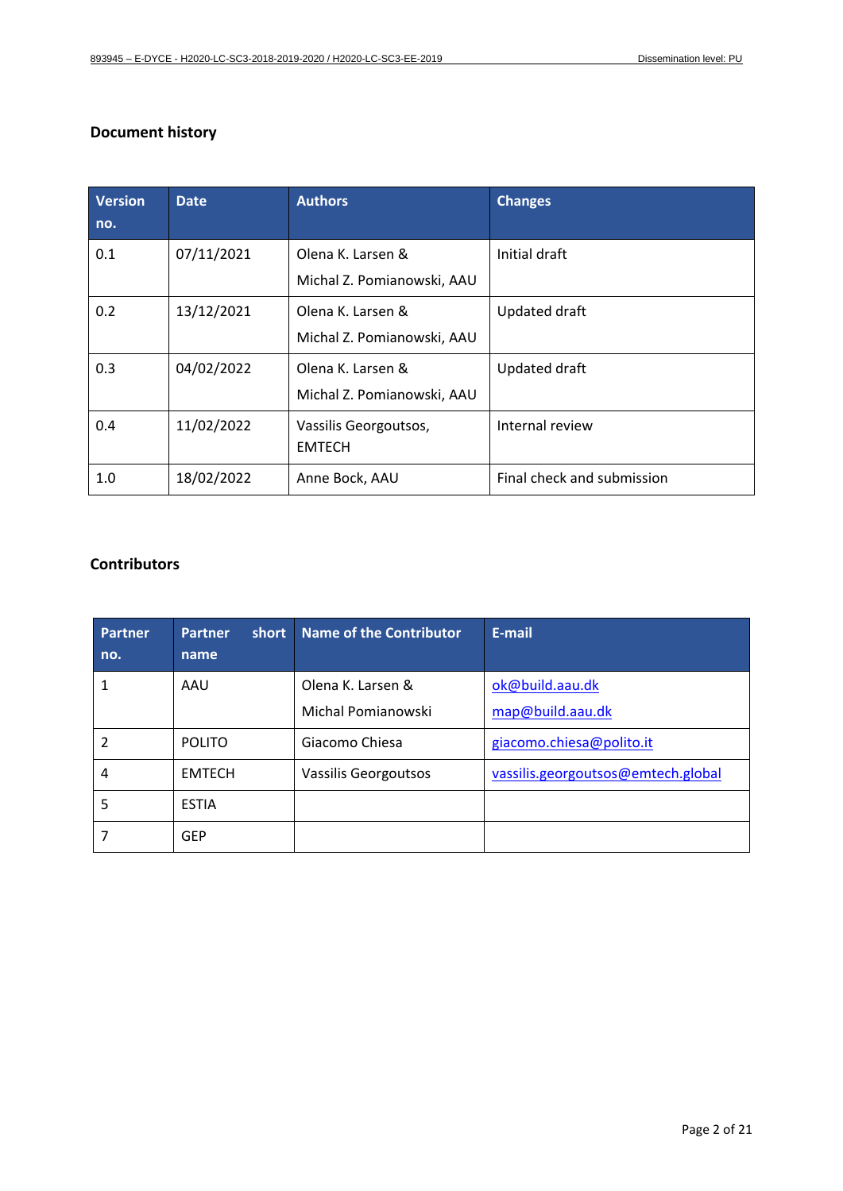### Document history

| Version no. | Date | Authors | Changes |
|---|---|---|---|
| 0.1 | 07/11/2021 | Olena K. Larsen & Michal Z. Pomianowski, AAU | Initial draft |
| 0.2 | 13/12/2021 | Olena K. Larsen & Michal Z. Pomianowski, AAU | Updated draft |
| 0.3 | 04/02/2022 | Olena K. Larsen & Michal Z. Pomianowski, AAU | Updated draft |
| 0.4 | 11/02/2022 | Vassilis Georgoutsos, EMTECH | Internal review |
| 1.0 | 18/02/2022 | Anne Bock, AAU | Final check and submission |

### Contributors

| Partner no. | Partner short name | Name of the Contributor | E-mail |
|---|---|---|---|
| 1 | AAU | Olena K. Larsen & Michal Pomianowski | ok@build.aau.dk map@build.aau.dk |
| 2 | POLITO | Giacomo Chiesa | giacomo.chiesa@polito.it |
| 4 | EMTECH | Vassilis Georgoutsos | vassilis.georgoutsos@emtech.global |
| 5 | ESTIA | | |
| 7 | GEP | | |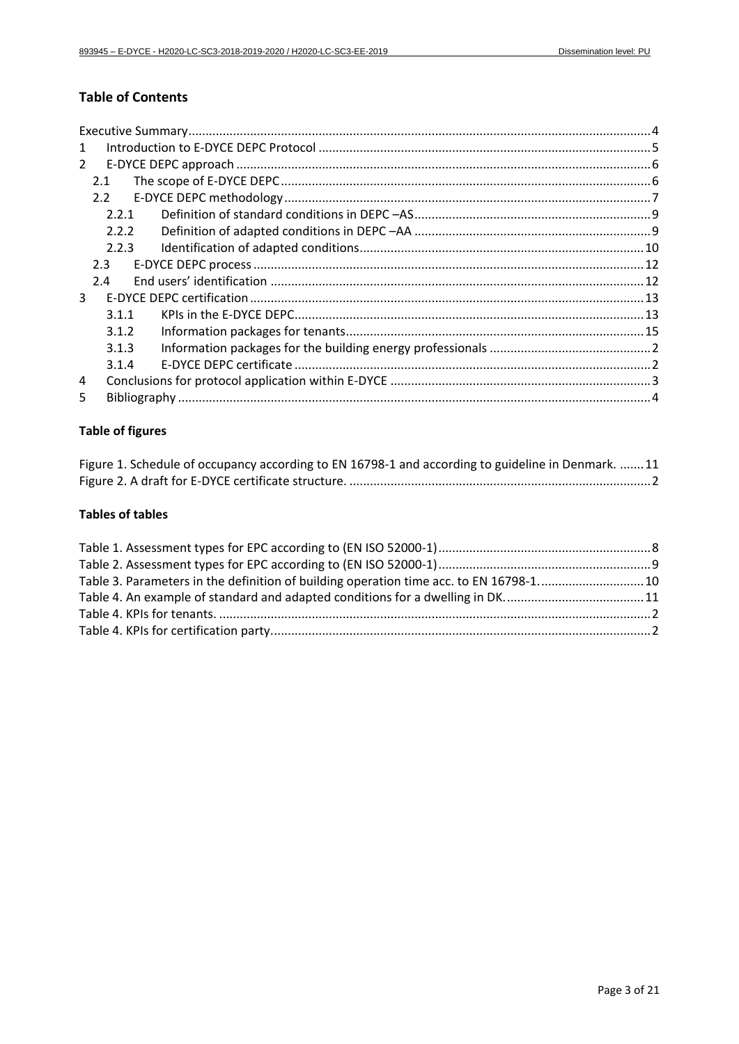## Table of Contents

Executive Summary....................................................................................................................4
1 Introduction to E-DYCE DEPC Protocol ...............................................................................5
2 E-DYCE DEPC approach ......................................................................................................6
  2.1 The scope of E-DYCE DEPC ...........................................................................................6
  2.2 E-DYCE DEPC methodology ...........................................................................................7
    2.2.1 Definition of standard conditions in DEPC –AS ...........................................................9
    2.2.2 Definition of adapted conditions in DEPC –AA ............................................................9
    2.2.3 Identification of adapted conditions ...........................................................................10
  2.3 E-DYCE DEPC process .................................................................................................12
  2.4 End users' identification ................................................................................................12
3 E-DYCE DEPC certification ..................................................................................................13
    3.1.1 KPIs in the E-DYCE DEPC .........................................................................................13
    3.1.2 Information packages for tenants ..............................................................................15
    3.1.3 Information packages for the building energy professionals .......................................2
    3.1.4 E-DYCE DEPC certificate ............................................................................................2
4 Conclusions for protocol application within E-DYCE ...........................................................3
5 Bibliography ...........................................................................................................................4

## Table of figures

Figure 1. Schedule of occupancy according to EN 16798-1 and according to guideline in Denmark. .......11
Figure 2. A draft for E-DYCE certificate structure. ..........................................................................2

## Tables of tables

Table 1. Assessment types for EPC according to (EN ISO 52000-1) ..............................................8
Table 2. Assessment types for EPC according to (EN ISO 52000-1) ..............................................9
Table 3. Parameters in the definition of building operation time acc. to EN 16798-1. ....................10
Table 4. An example of standard and adapted conditions for a dwelling in DK. .............................11
Table 4. KPIs for tenants. ...............................................................................................................2
Table 4. KPIs for certification party. ...............................................................................................2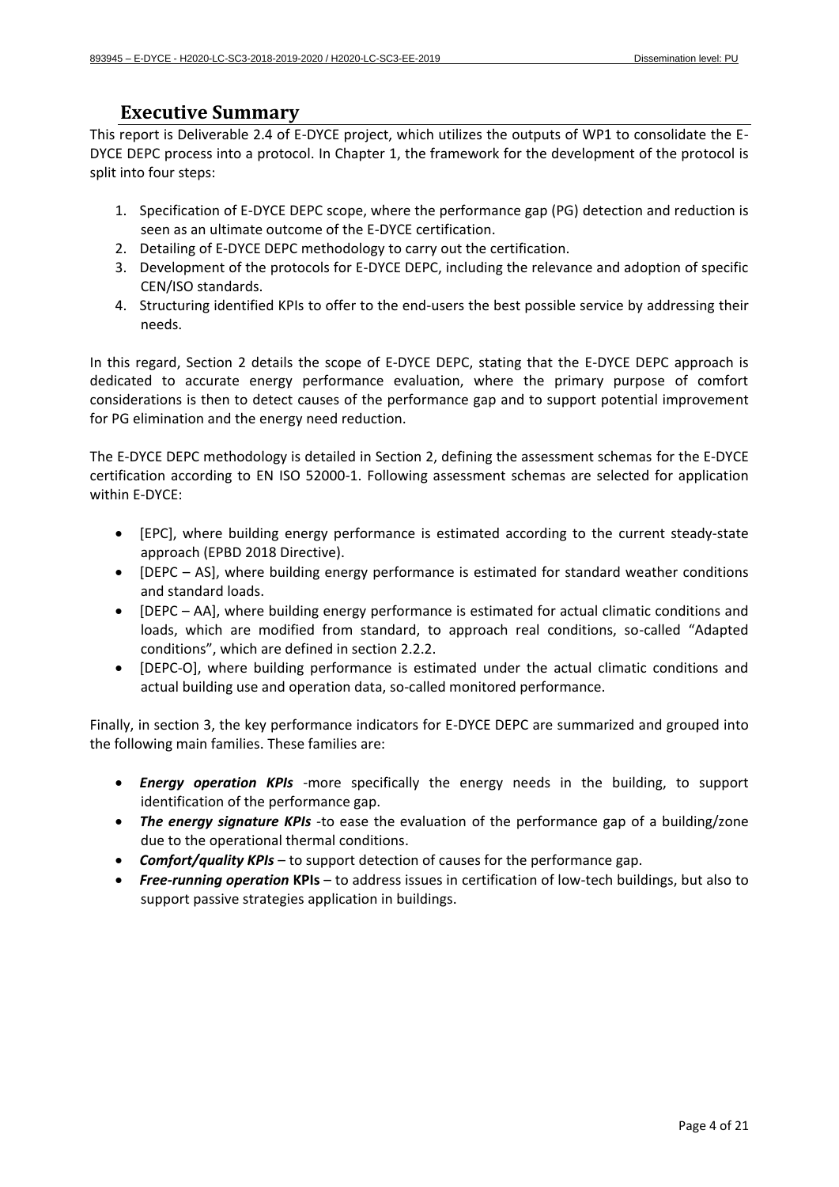# Executive Summary

This report is Deliverable 2.4 of E-DYCE project, which utilizes the outputs of WP1 to consolidate the E-DYCE DEPC process into a protocol. In Chapter 1, the framework for the development of the protocol is split into four steps:

1. Specification of E-DYCE DEPC scope, where the performance gap (PG) detection and reduction is seen as an ultimate outcome of the E-DYCE certification.
2. Detailing of E-DYCE DEPC methodology to carry out the certification.
3. Development of the protocols for E-DYCE DEPC, including the relevance and adoption of specific CEN/ISO standards.
4. Structuring identified KPIs to offer to the end-users the best possible service by addressing their needs.

In this regard, Section 2 details the scope of E-DYCE DEPC, stating that the E-DYCE DEPC approach is dedicated to accurate energy performance evaluation, where the primary purpose of comfort considerations is then to detect causes of the performance gap and to support potential improvement for PG elimination and the energy need reduction.

The E-DYCE DEPC methodology is detailed in Section 2, defining the assessment schemas for the E-DYCE certification according to EN ISO 52000-1. Following assessment schemas are selected for application within E-DYCE:

- [EPC], where building energy performance is estimated according to the current steady-state approach (EPBD 2018 Directive).
- [DEPC – AS], where building energy performance is estimated for standard weather conditions and standard loads.
- [DEPC – AA], where building energy performance is estimated for actual climatic conditions and loads, which are modified from standard, to approach real conditions, so-called "Adapted conditions", which are defined in section 2.2.2.
- [DEPC-O], where building performance is estimated under the actual climatic conditions and actual building use and operation data, so-called monitored performance.

Finally, in section 3, the key performance indicators for E-DYCE DEPC are summarized and grouped into the following main families. These families are:

- ***Energy operation KPIs*** -more specifically the energy needs in the building, to support identification of the performance gap.
- ***The energy signature KPIs*** -to ease the evaluation of the performance gap of a building/zone due to the operational thermal conditions.
- ***Comfort/quality KPIs*** – to support detection of causes for the performance gap.
- ***Free-running operation* KPIs** – to address issues in certification of low-tech buildings, but also to support passive strategies application in buildings.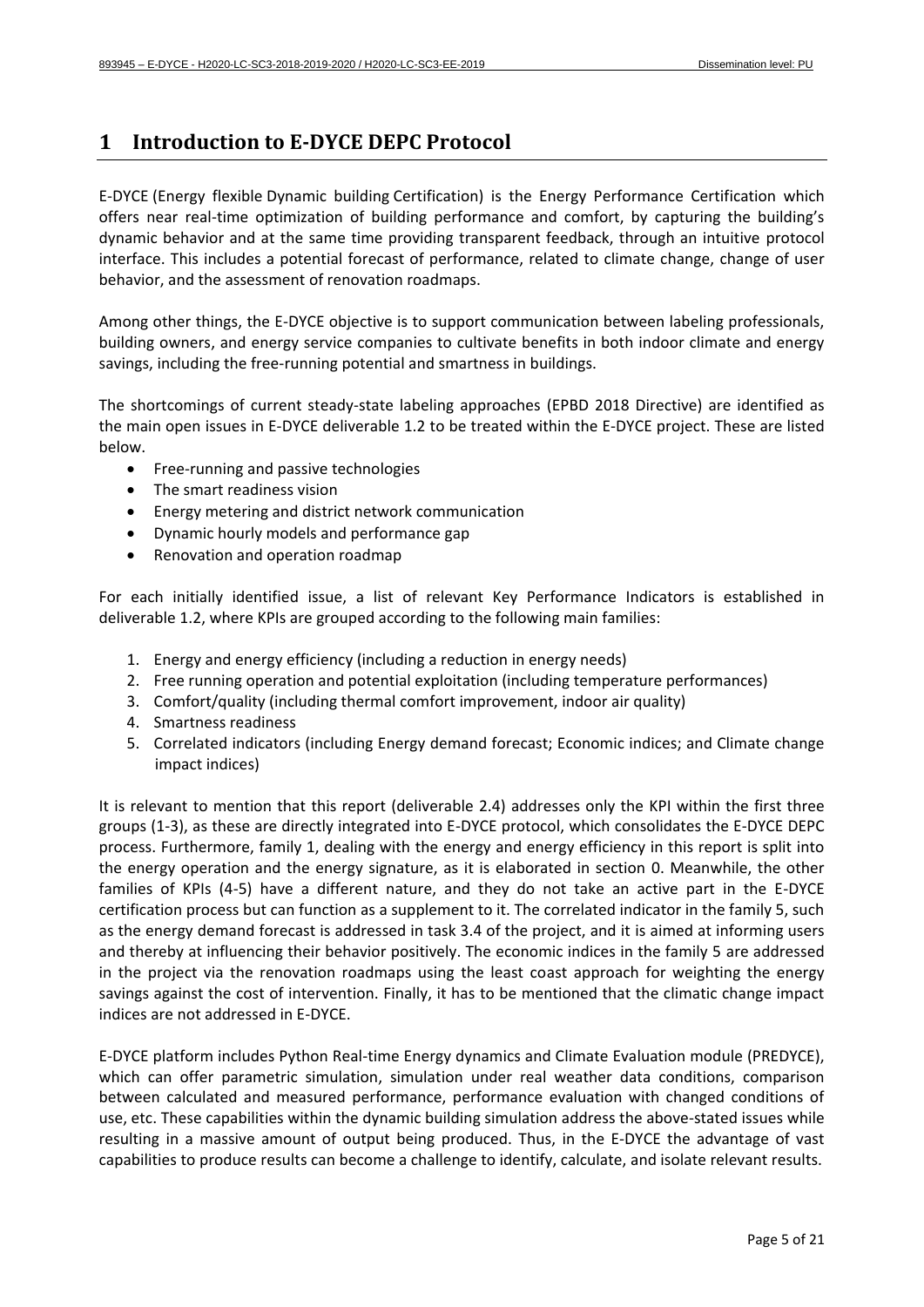# 1 Introduction to E-DYCE DEPC Protocol

E-DYCE (Energy flexible Dynamic building Certification) is the Energy Performance Certification which offers near real-time optimization of building performance and comfort, by capturing the building's dynamic behavior and at the same time providing transparent feedback, through an intuitive protocol interface. This includes a potential forecast of performance, related to climate change, change of user behavior, and the assessment of renovation roadmaps.

Among other things, the E-DYCE objective is to support communication between labeling professionals, building owners, and energy service companies to cultivate benefits in both indoor climate and energy savings, including the free-running potential and smartness in buildings.

The shortcomings of current steady-state labeling approaches (EPBD 2018 Directive) are identified as the main open issues in E-DYCE deliverable 1.2 to be treated within the E-DYCE project. These are listed below.

- Free-running and passive technologies
- The smart readiness vision
- Energy metering and district network communication
- Dynamic hourly models and performance gap
- Renovation and operation roadmap

For each initially identified issue, a list of relevant Key Performance Indicators is established in deliverable 1.2, where KPIs are grouped according to the following main families:

1. Energy and energy efficiency (including a reduction in energy needs)
2. Free running operation and potential exploitation (including temperature performances)
3. Comfort/quality (including thermal comfort improvement, indoor air quality)
4. Smartness readiness
5. Correlated indicators (including Energy demand forecast; Economic indices; and Climate change impact indices)

It is relevant to mention that this report (deliverable 2.4) addresses only the KPI within the first three groups (1-3), as these are directly integrated into E-DYCE protocol, which consolidates the E-DYCE DEPC process. Furthermore, family 1, dealing with the energy and energy efficiency in this report is split into the energy operation and the energy signature, as it is elaborated in section 0. Meanwhile, the other families of KPIs (4-5) have a different nature, and they do not take an active part in the E-DYCE certification process but can function as a supplement to it. The correlated indicator in the family 5, such as the energy demand forecast is addressed in task 3.4 of the project, and it is aimed at informing users and thereby at influencing their behavior positively. The economic indices in the family 5 are addressed in the project via the renovation roadmaps using the least coast approach for weighting the energy savings against the cost of intervention. Finally, it has to be mentioned that the climatic change impact indices are not addressed in E-DYCE.

E-DYCE platform includes Python Real-time Energy dynamics and Climate Evaluation module (PREDYCE), which can offer parametric simulation, simulation under real weather data conditions, comparison between calculated and measured performance, performance evaluation with changed conditions of use, etc. These capabilities within the dynamic building simulation address the above-stated issues while resulting in a massive amount of output being produced. Thus, in the E-DYCE the advantage of vast capabilities to produce results can become a challenge to identify, calculate, and isolate relevant results.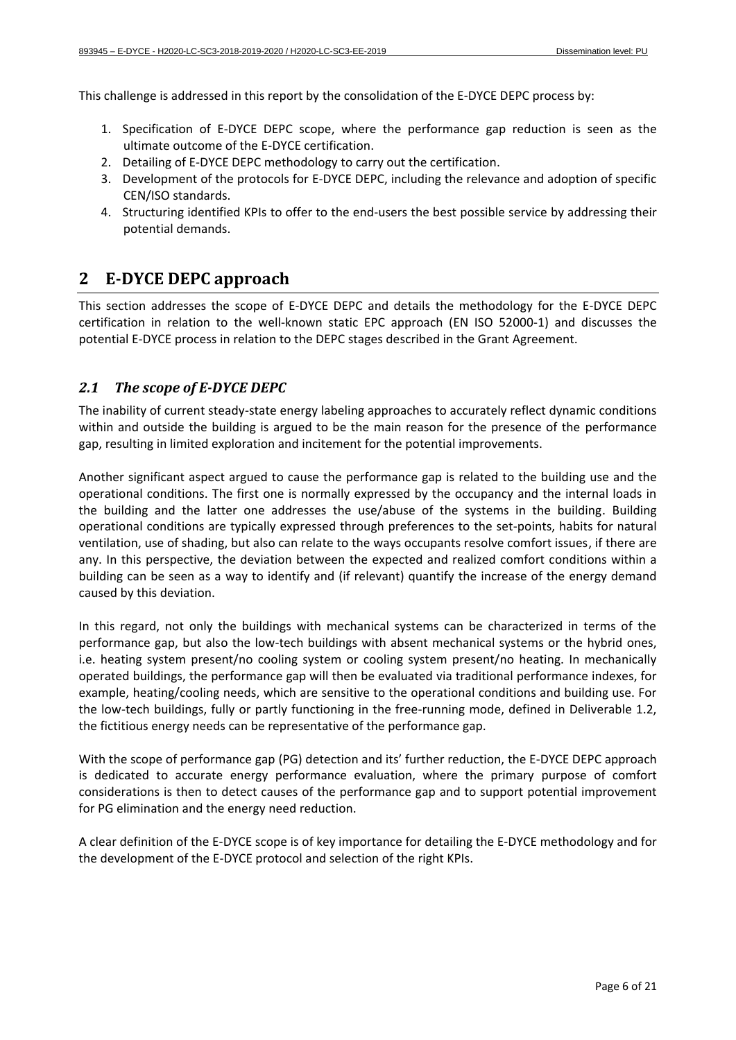This challenge is addressed in this report by the consolidation of the E-DYCE DEPC process by:

1. Specification of E-DYCE DEPC scope, where the performance gap reduction is seen as the ultimate outcome of the E-DYCE certification.
2. Detailing of E-DYCE DEPC methodology to carry out the certification.
3. Development of the protocols for E-DYCE DEPC, including the relevance and adoption of specific CEN/ISO standards.
4. Structuring identified KPIs to offer to the end-users the best possible service by addressing their potential demands.

# 2 E-DYCE DEPC approach

This section addresses the scope of E-DYCE DEPC and details the methodology for the E-DYCE DEPC certification in relation to the well-known static EPC approach (EN ISO 52000-1) and discusses the potential E-DYCE process in relation to the DEPC stages described in the Grant Agreement.

## *2.1 The scope of E-DYCE DEPC*

The inability of current steady-state energy labeling approaches to accurately reflect dynamic conditions within and outside the building is argued to be the main reason for the presence of the performance gap, resulting in limited exploration and incitement for the potential improvements.

Another significant aspect argued to cause the performance gap is related to the building use and the operational conditions. The first one is normally expressed by the occupancy and the internal loads in the building and the latter one addresses the use/abuse of the systems in the building. Building operational conditions are typically expressed through preferences to the set-points, habits for natural ventilation, use of shading, but also can relate to the ways occupants resolve comfort issues, if there are any. In this perspective, the deviation between the expected and realized comfort conditions within a building can be seen as a way to identify and (if relevant) quantify the increase of the energy demand caused by this deviation.

In this regard, not only the buildings with mechanical systems can be characterized in terms of the performance gap, but also the low-tech buildings with absent mechanical systems or the hybrid ones, i.e. heating system present/no cooling system or cooling system present/no heating. In mechanically operated buildings, the performance gap will then be evaluated via traditional performance indexes, for example, heating/cooling needs, which are sensitive to the operational conditions and building use. For the low-tech buildings, fully or partly functioning in the free-running mode, defined in Deliverable 1.2, the fictitious energy needs can be representative of the performance gap.

With the scope of performance gap (PG) detection and its' further reduction, the E-DYCE DEPC approach is dedicated to accurate energy performance evaluation, where the primary purpose of comfort considerations is then to detect causes of the performance gap and to support potential improvement for PG elimination and the energy need reduction.

A clear definition of the E-DYCE scope is of key importance for detailing the E-DYCE methodology and for the development of the E-DYCE protocol and selection of the right KPIs.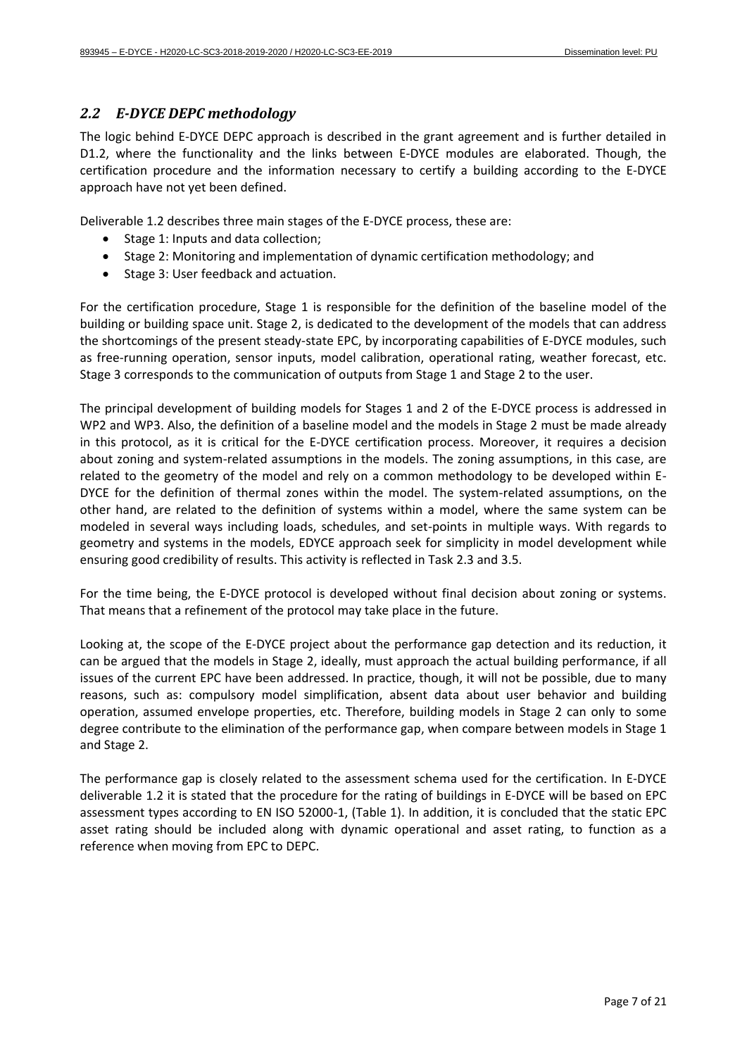## *2.2 E-DYCE DEPC methodology*

The logic behind E-DYCE DEPC approach is described in the grant agreement and is further detailed in D1.2, where the functionality and the links between E-DYCE modules are elaborated. Though, the certification procedure and the information necessary to certify a building according to the E-DYCE approach have not yet been defined.

Deliverable 1.2 describes three main stages of the E-DYCE process, these are:

- Stage 1: Inputs and data collection;
- Stage 2: Monitoring and implementation of dynamic certification methodology; and
- Stage 3: User feedback and actuation.

For the certification procedure, Stage 1 is responsible for the definition of the baseline model of the building or building space unit. Stage 2, is dedicated to the development of the models that can address the shortcomings of the present steady-state EPC, by incorporating capabilities of E-DYCE modules, such as free-running operation, sensor inputs, model calibration, operational rating, weather forecast, etc. Stage 3 corresponds to the communication of outputs from Stage 1 and Stage 2 to the user.

The principal development of building models for Stages 1 and 2 of the E-DYCE process is addressed in WP2 and WP3. Also, the definition of a baseline model and the models in Stage 2 must be made already in this protocol, as it is critical for the E-DYCE certification process. Moreover, it requires a decision about zoning and system-related assumptions in the models. The zoning assumptions, in this case, are related to the geometry of the model and rely on a common methodology to be developed within E-DYCE for the definition of thermal zones within the model. The system-related assumptions, on the other hand, are related to the definition of systems within a model, where the same system can be modeled in several ways including loads, schedules, and set-points in multiple ways. With regards to geometry and systems in the models, EDYCE approach seek for simplicity in model development while ensuring good credibility of results. This activity is reflected in Task 2.3 and 3.5.

For the time being, the E-DYCE protocol is developed without final decision about zoning or systems. That means that a refinement of the protocol may take place in the future.

Looking at, the scope of the E-DYCE project about the performance gap detection and its reduction, it can be argued that the models in Stage 2, ideally, must approach the actual building performance, if all issues of the current EPC have been addressed. In practice, though, it will not be possible, due to many reasons, such as: compulsory model simplification, absent data about user behavior and building operation, assumed envelope properties, etc. Therefore, building models in Stage 2 can only to some degree contribute to the elimination of the performance gap, when compare between models in Stage 1 and Stage 2.

The performance gap is closely related to the assessment schema used for the certification. In E-DYCE deliverable 1.2 it is stated that the procedure for the rating of buildings in E-DYCE will be based on EPC assessment types according to EN ISO 52000-1, (Table 1). In addition, it is concluded that the static EPC asset rating should be included along with dynamic operational and asset rating, to function as a reference when moving from EPC to DEPC.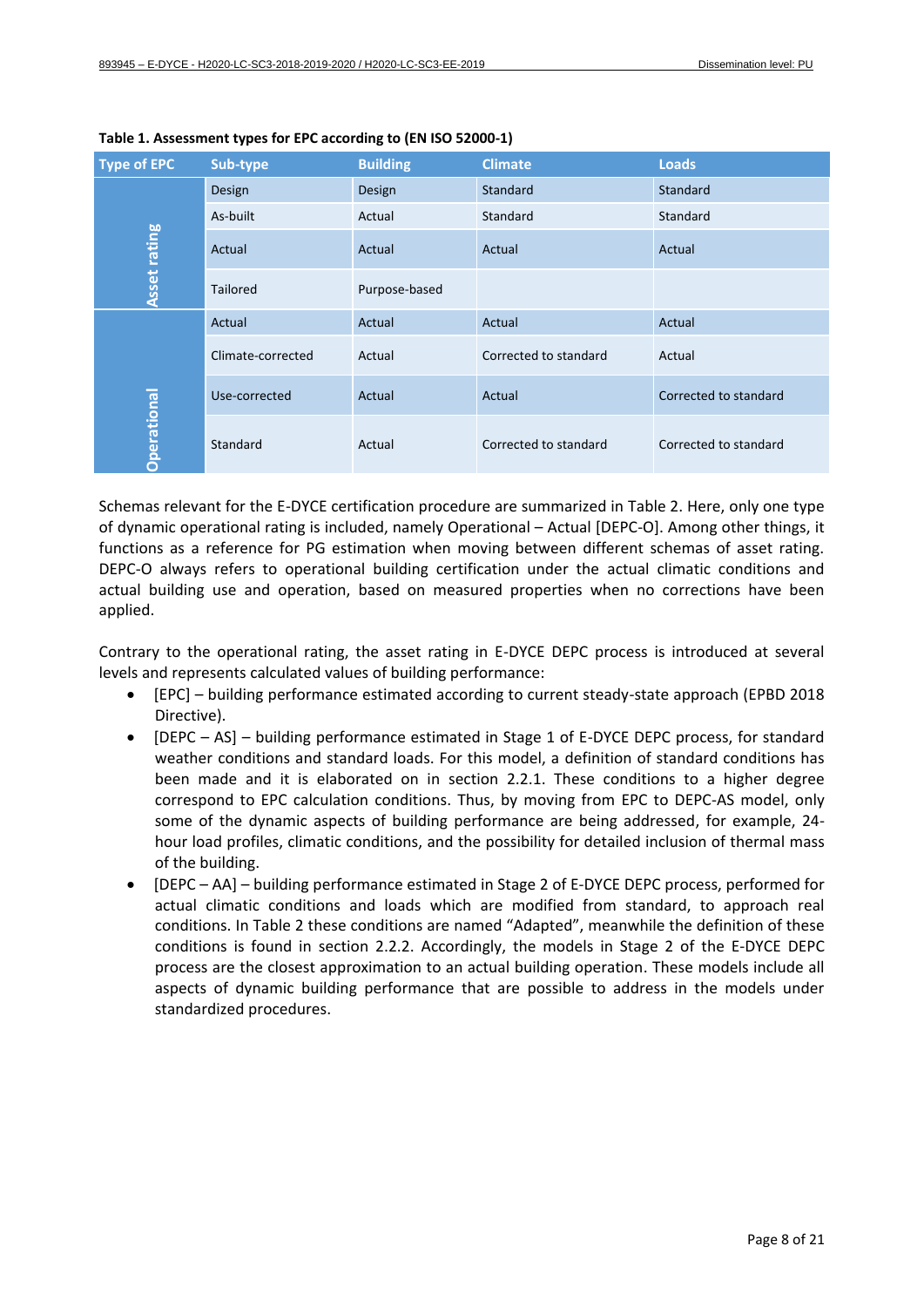**Table 1. Assessment types for EPC according to (EN ISO 52000-1)**

| Type of EPC | Sub-type | Building | Climate | Loads |
|---|---|---|---|---|
| Asset rating | Design | Design | Standard | Standard |
| | As-built | Actual | Standard | Standard |
| | Actual | Actual | Actual | Actual |
| | Tailored | Purpose-based | | |
| Operational | Actual | Actual | Actual | Actual |
| | Climate-corrected | Actual | Corrected to standard | Actual |
| | Use-corrected | Actual | Actual | Corrected to standard |
| | Standard | Actual | Corrected to standard | Corrected to standard |

Schemas relevant for the E-DYCE certification procedure are summarized in Table 2. Here, only one type of dynamic operational rating is included, namely Operational – Actual [DEPC-O]. Among other things, it functions as a reference for PG estimation when moving between different schemas of asset rating. DEPC-O always refers to operational building certification under the actual climatic conditions and actual building use and operation, based on measured properties when no corrections have been applied.

Contrary to the operational rating, the asset rating in E-DYCE DEPC process is introduced at several levels and represents calculated values of building performance:

- [EPC] – building performance estimated according to current steady-state approach (EPBD 2018 Directive).
- [DEPC – AS] – building performance estimated in Stage 1 of E-DYCE DEPC process, for standard weather conditions and standard loads. For this model, a definition of standard conditions has been made and it is elaborated on in section 2.2.1. These conditions to a higher degree correspond to EPC calculation conditions. Thus, by moving from EPC to DEPC-AS model, only some of the dynamic aspects of building performance are being addressed, for example, 24-hour load profiles, climatic conditions, and the possibility for detailed inclusion of thermal mass of the building.
- [DEPC – AA] – building performance estimated in Stage 2 of E-DYCE DEPC process, performed for actual climatic conditions and loads which are modified from standard, to approach real conditions. In Table 2 these conditions are named "Adapted", meanwhile the definition of these conditions is found in section 2.2.2. Accordingly, the models in Stage 2 of the E-DYCE DEPC process are the closest approximation to an actual building operation. These models include all aspects of dynamic building performance that are possible to address in the models under standardized procedures.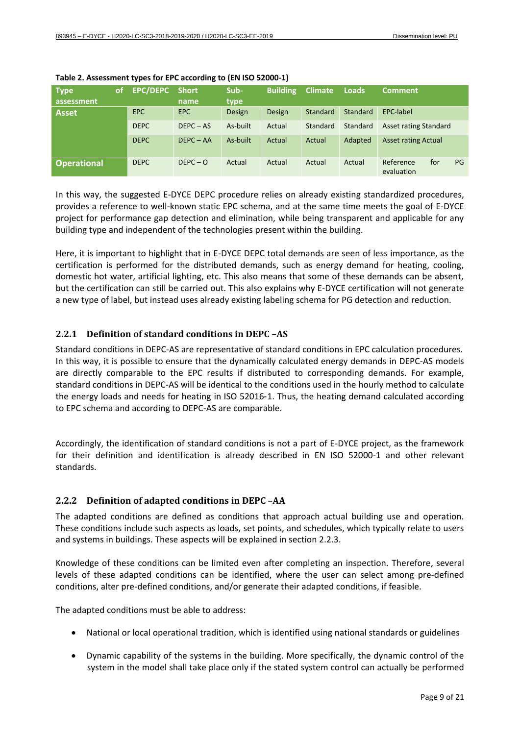**Table 2. Assessment types for EPC according to (EN ISO 52000-1)**

| Type of assessment | EPC/DEPC | Short name | Sub-type | Building | Climate | Loads | Comment |
|---|---|---|---|---|---|---|---|
| **Asset** | EPC | EPC | Design | Design | Standard | Standard | EPC-label |
| | DEPC | DEPC – AS | As-built | Actual | Standard | Standard | Asset rating Standard |
| | DEPC | DEPC – AA | As-built | Actual | Actual | Adapted | Asset rating Actual |
| **Operational** | DEPC | DEPC – O | Actual | Actual | Actual | Actual | Reference for PG evaluation |

In this way, the suggested E-DYCE DEPC procedure relies on already existing standardized procedures, provides a reference to well-known static EPC schema, and at the same time meets the goal of E-DYCE project for performance gap detection and elimination, while being transparent and applicable for any building type and independent of the technologies present within the building.

Here, it is important to highlight that in E-DYCE DEPC total demands are seen of less importance, as the certification is performed for the distributed demands, such as energy demand for heating, cooling, domestic hot water, artificial lighting, etc. This also means that some of these demands can be absent, but the certification can still be carried out. This also explains why E-DYCE certification will not generate a new type of label, but instead uses already existing labeling schema for PG detection and reduction.

### 2.2.1 Definition of standard conditions in DEPC –AS

Standard conditions in DEPC-AS are representative of standard conditions in EPC calculation procedures. In this way, it is possible to ensure that the dynamically calculated energy demands in DEPC-AS models are directly comparable to the EPC results if distributed to corresponding demands. For example, standard conditions in DEPC-AS will be identical to the conditions used in the hourly method to calculate the energy loads and needs for heating in ISO 52016-1. Thus, the heating demand calculated according to EPC schema and according to DEPC-AS are comparable.

Accordingly, the identification of standard conditions is not a part of E-DYCE project, as the framework for their definition and identification is already described in EN ISO 52000-1 and other relevant standards.

### 2.2.2 Definition of adapted conditions in DEPC –AA

The adapted conditions are defined as conditions that approach actual building use and operation. These conditions include such aspects as loads, set points, and schedules, which typically relate to users and systems in buildings. These aspects will be explained in section 2.2.3.

Knowledge of these conditions can be limited even after completing an inspection. Therefore, several levels of these adapted conditions can be identified, where the user can select among pre-defined conditions, alter pre-defined conditions, and/or generate their adapted conditions, if feasible.

The adapted conditions must be able to address:

- National or local operational tradition, which is identified using national standards or guidelines
- Dynamic capability of the systems in the building. More specifically, the dynamic control of the system in the model shall take place only if the stated system control can actually be performed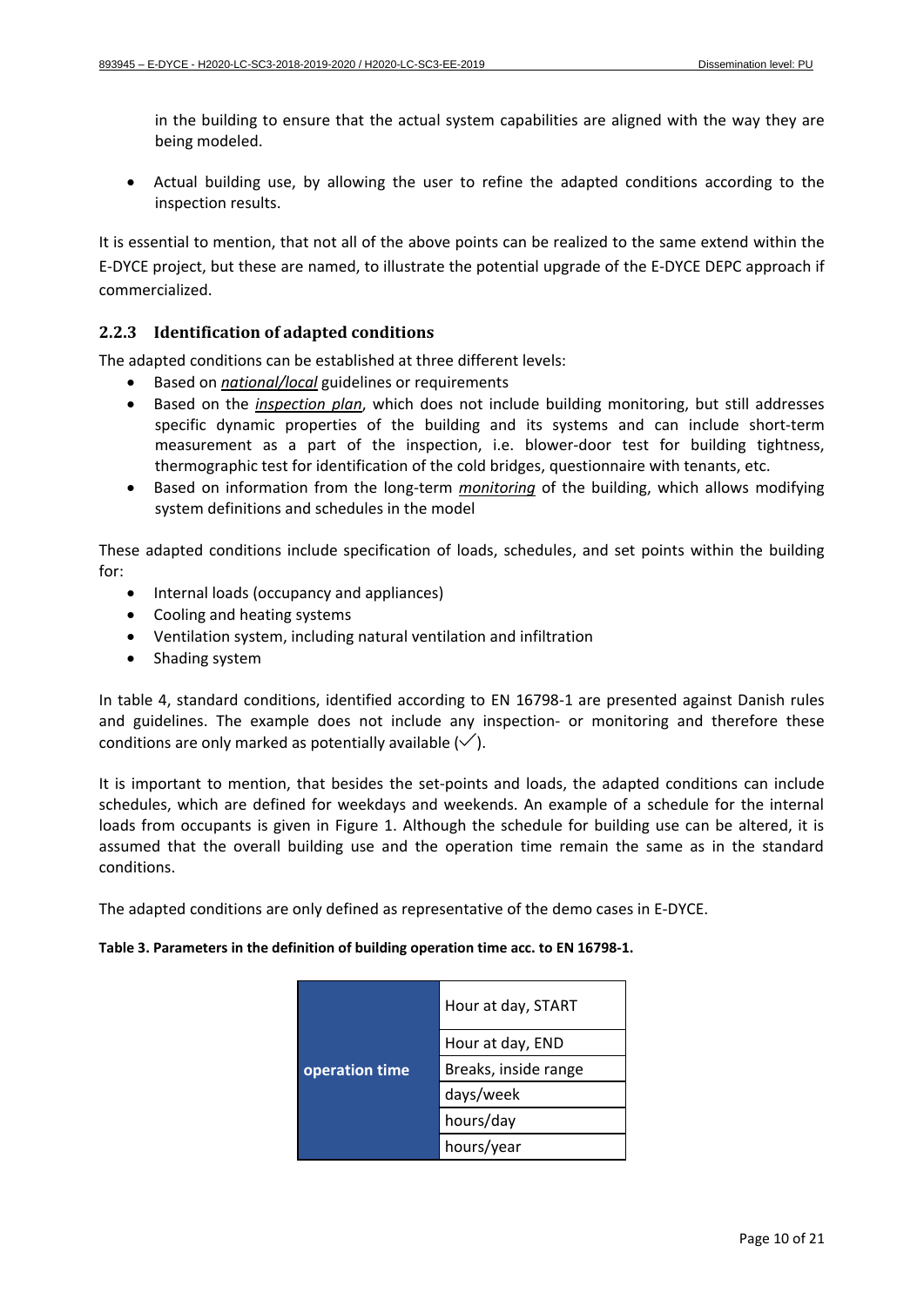in the building to ensure that the actual system capabilities are aligned with the way they are being modeled.

- Actual building use, by allowing the user to refine the adapted conditions according to the inspection results.

It is essential to mention, that not all of the above points can be realized to the same extend within the E-DYCE project, but these are named, to illustrate the potential upgrade of the E-DYCE DEPC approach if commercialized.

### 2.2.3 Identification of adapted conditions

The adapted conditions can be established at three different levels:

- Based on ***national/local*** guidelines or requirements
- Based on the ***inspection plan***, which does not include building monitoring, but still addresses specific dynamic properties of the building and its systems and can include short-term measurement as a part of the inspection, i.e. blower-door test for building tightness, thermographic test for identification of the cold bridges, questionnaire with tenants, etc.
- Based on information from the long-term ***monitoring*** of the building, which allows modifying system definitions and schedules in the model

These adapted conditions include specification of loads, schedules, and set points within the building for:

- Internal loads (occupancy and appliances)
- Cooling and heating systems
- Ventilation system, including natural ventilation and infiltration
- Shading system

In table 4, standard conditions, identified according to EN 16798-1 are presented against Danish rules and guidelines. The example does not include any inspection- or monitoring and therefore these conditions are only marked as potentially available (✓).

It is important to mention, that besides the set-points and loads, the adapted conditions can include schedules, which are defined for weekdays and weekends. An example of a schedule for the internal loads from occupants is given in Figure 1. Although the schedule for building use can be altered, it is assumed that the overall building use and the operation time remain the same as in the standard conditions.

The adapted conditions are only defined as representative of the demo cases in E-DYCE.

**Table 3. Parameters in the definition of building operation time acc. to EN 16798-1.**

| | |
|---|---|
| **operation time** | Hour at day, START |
| | Hour at day, END |
| | Breaks, inside range |
| | days/week |
| | hours/day |
| | hours/year |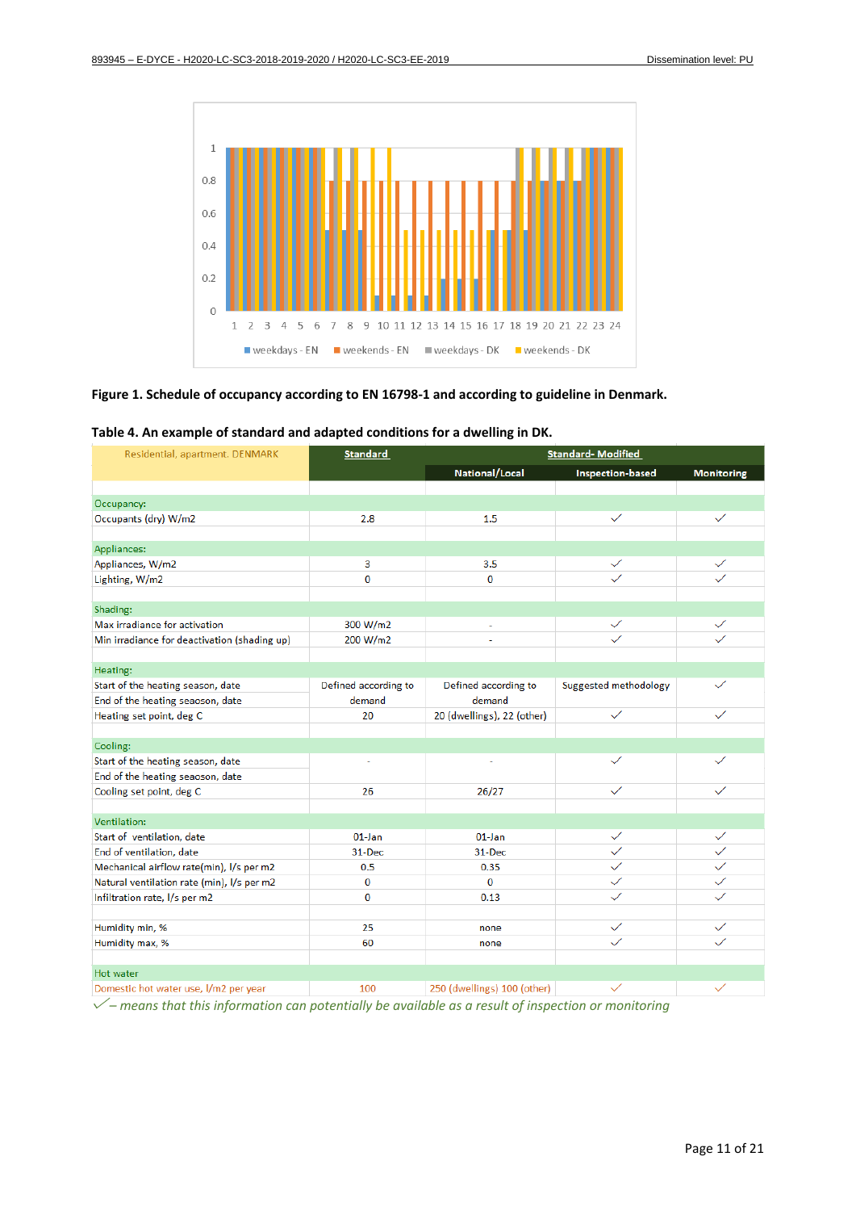**Figure 1. Schedule of occupancy according to EN 16798-1 and according to guideline in Denmark.**

**Table 4. An example of standard and adapted conditions for a dwelling in DK.**

| Residential, apartment, DENMARK | Standard | Standard- Modified | | |
|---|---|---|---|---|
| | | National/Local | Inspection-based | Monitoring |
| **Occupancy:** | | | | |
| Occupants (dry) W/m2 | 2.8 | 1.5 | ✓ | ✓ |
| **Appliances:** | | | | |
| Appliances, W/m2 | 3 | 3.5 | ✓ | ✓ |
| Lighting, W/m2 | 0 | 0 | ✓ | ✓ |
| **Shading:** | | | | |
| Max irradiance for activation | 300 W/m2 | - | ✓ | ✓ |
| Min irradiance for deactivation (shading up) | 200 W/m2 | - | ✓ | ✓ |
| **Heating:** | | | | |
| Start of the heating season, date | Defined according to demand | Defined according to demand | Suggested methodology | ✓ |
| End of the heating seaoson, date | | | | |
| Heating set point, deg C | 20 | 20 (dwellings), 22 (other) | ✓ | ✓ |
| **Cooling:** | | | | |
| Start of the heating season, date | - | - | ✓ | ✓ |
| End of the heating seaoson, date | | | | |
| Cooling set point, deg C | 26 | 26/27 | ✓ | ✓ |
| **Ventilation:** | | | | |
| Start of ventilation, date | 01-Jan | 01-Jan | ✓ | ✓ |
| End of ventilation, date | 31-Dec | 31-Dec | ✓ | ✓ |
| Mechanical airflow rate(min), l/s per m2 | 0.5 | 0.35 | ✓ | ✓ |
| Natural ventilation rate (min), l/s per m2 | 0 | 0 | ✓ | ✓ |
| Infiltration rate, l/s per m2 | 0 | 0.13 | ✓ | ✓ |
| Humidity min, % | 25 | none | ✓ | ✓ |
| Humidity max, % | 60 | none | ✓ | ✓ |
| **Hot water** | | | | |
| Domestic hot water use, l/m2 per year | 100 | 250 (dwellings) 100 (other) | ✓ | ✓ |

*✓ – means that this information can potentially be available as a result of inspection or monitoring*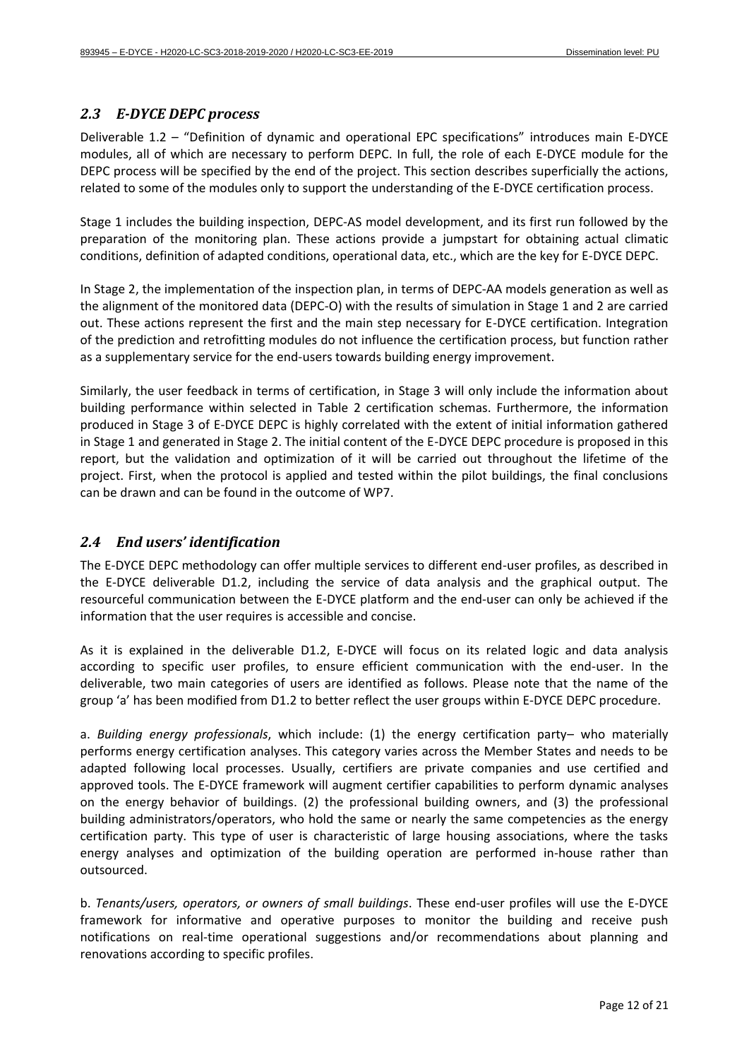## 2.3 E-DYCE DEPC process

Deliverable 1.2 – "Definition of dynamic and operational EPC specifications" introduces main E-DYCE modules, all of which are necessary to perform DEPC. In full, the role of each E-DYCE module for the DEPC process will be specified by the end of the project. This section describes superficially the actions, related to some of the modules only to support the understanding of the E-DYCE certification process.

Stage 1 includes the building inspection, DEPC-AS model development, and its first run followed by the preparation of the monitoring plan. These actions provide a jumpstart for obtaining actual climatic conditions, definition of adapted conditions, operational data, etc., which are the key for E-DYCE DEPC.

In Stage 2, the implementation of the inspection plan, in terms of DEPC-AA models generation as well as the alignment of the monitored data (DEPC-O) with the results of simulation in Stage 1 and 2 are carried out. These actions represent the first and the main step necessary for E-DYCE certification. Integration of the prediction and retrofitting modules do not influence the certification process, but function rather as a supplementary service for the end-users towards building energy improvement.

Similarly, the user feedback in terms of certification, in Stage 3 will only include the information about building performance within selected in Table 2 certification schemas. Furthermore, the information produced in Stage 3 of E-DYCE DEPC is highly correlated with the extent of initial information gathered in Stage 1 and generated in Stage 2. The initial content of the E-DYCE DEPC procedure is proposed in this report, but the validation and optimization of it will be carried out throughout the lifetime of the project. First, when the protocol is applied and tested within the pilot buildings, the final conclusions can be drawn and can be found in the outcome of WP7.

## 2.4 End users' identification

The E-DYCE DEPC methodology can offer multiple services to different end-user profiles, as described in the E-DYCE deliverable D1.2, including the service of data analysis and the graphical output. The resourceful communication between the E-DYCE platform and the end-user can only be achieved if the information that the user requires is accessible and concise.

As it is explained in the deliverable D1.2, E-DYCE will focus on its related logic and data analysis according to specific user profiles, to ensure efficient communication with the end-user. In the deliverable, two main categories of users are identified as follows. Please note that the name of the group 'a' has been modified from D1.2 to better reflect the user groups within E-DYCE DEPC procedure.

a. *Building energy professionals*, which include: (1) the energy certification party– who materially performs energy certification analyses. This category varies across the Member States and needs to be adapted following local processes. Usually, certifiers are private companies and use certified and approved tools. The E-DYCE framework will augment certifier capabilities to perform dynamic analyses on the energy behavior of buildings. (2) the professional building owners, and (3) the professional building administrators/operators, who hold the same or nearly the same competencies as the energy certification party. This type of user is characteristic of large housing associations, where the tasks energy analyses and optimization of the building operation are performed in-house rather than outsourced.

b. *Tenants/users, operators, or owners of small buildings*. These end-user profiles will use the E-DYCE framework for informative and operative purposes to monitor the building and receive push notifications on real-time operational suggestions and/or recommendations about planning and renovations according to specific profiles.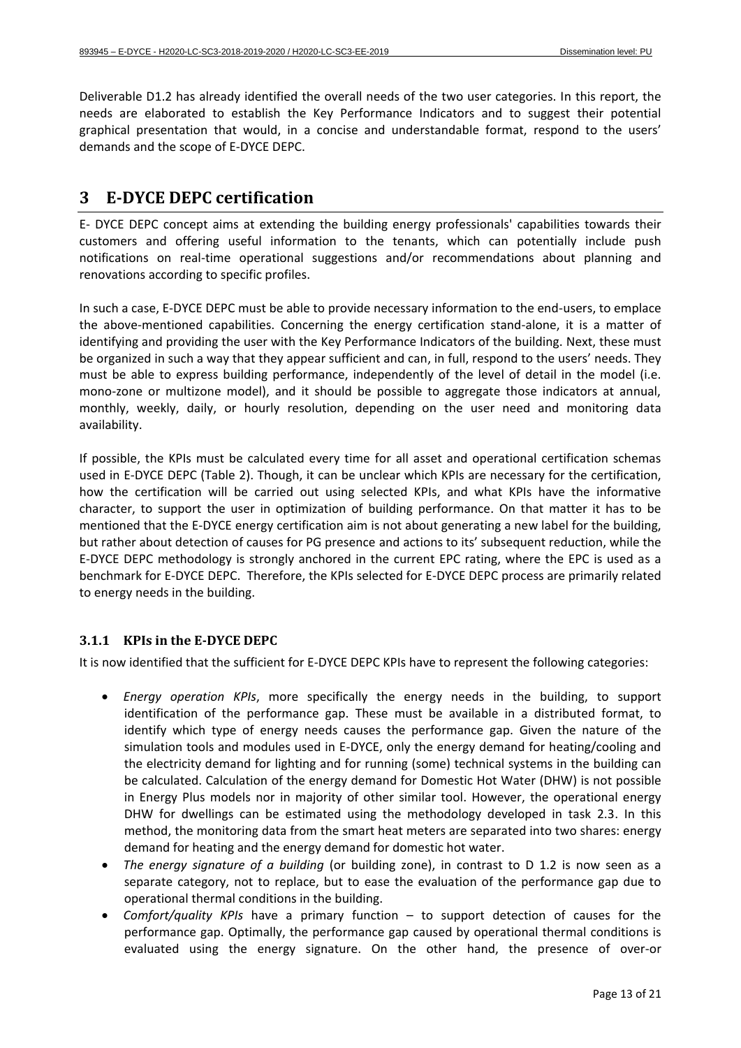Deliverable D1.2 has already identified the overall needs of the two user categories. In this report, the needs are elaborated to establish the Key Performance Indicators and to suggest their potential graphical presentation that would, in a concise and understandable format, respond to the users' demands and the scope of E-DYCE DEPC.

# 3 E-DYCE DEPC certification

E- DYCE DEPC concept aims at extending the building energy professionals' capabilities towards their customers and offering useful information to the tenants, which can potentially include push notifications on real-time operational suggestions and/or recommendations about planning and renovations according to specific profiles.

In such a case, E-DYCE DEPC must be able to provide necessary information to the end-users, to emplace the above-mentioned capabilities. Concerning the energy certification stand-alone, it is a matter of identifying and providing the user with the Key Performance Indicators of the building. Next, these must be organized in such a way that they appear sufficient and can, in full, respond to the users' needs. They must be able to express building performance, independently of the level of detail in the model (i.e. mono-zone or multizone model), and it should be possible to aggregate those indicators at annual, monthly, weekly, daily, or hourly resolution, depending on the user need and monitoring data availability.

If possible, the KPIs must be calculated every time for all asset and operational certification schemas used in E-DYCE DEPC (Table 2). Though, it can be unclear which KPIs are necessary for the certification, how the certification will be carried out using selected KPIs, and what KPIs have the informative character, to support the user in optimization of building performance. On that matter it has to be mentioned that the E-DYCE energy certification aim is not about generating a new label for the building, but rather about detection of causes for PG presence and actions to its' subsequent reduction, while the E-DYCE DEPC methodology is strongly anchored in the current EPC rating, where the EPC is used as a benchmark for E-DYCE DEPC. Therefore, the KPIs selected for E-DYCE DEPC process are primarily related to energy needs in the building.

### 3.1.1 KPIs in the E-DYCE DEPC

It is now identified that the sufficient for E-DYCE DEPC KPIs have to represent the following categories:

- *Energy operation KPIs*, more specifically the energy needs in the building, to support identification of the performance gap. These must be available in a distributed format, to identify which type of energy needs causes the performance gap. Given the nature of the simulation tools and modules used in E-DYCE, only the energy demand for heating/cooling and the electricity demand for lighting and for running (some) technical systems in the building can be calculated. Calculation of the energy demand for Domestic Hot Water (DHW) is not possible in Energy Plus models nor in majority of other similar tool. However, the operational energy DHW for dwellings can be estimated using the methodology developed in task 2.3. In this method, the monitoring data from the smart heat meters are separated into two shares: energy demand for heating and the energy demand for domestic hot water.
- *The energy signature of a building* (or building zone), in contrast to D 1.2 is now seen as a separate category, not to replace, but to ease the evaluation of the performance gap due to operational thermal conditions in the building.
- *Comfort/quality KPIs* have a primary function – to support detection of causes for the performance gap. Optimally, the performance gap caused by operational thermal conditions is evaluated using the energy signature. On the other hand, the presence of over-or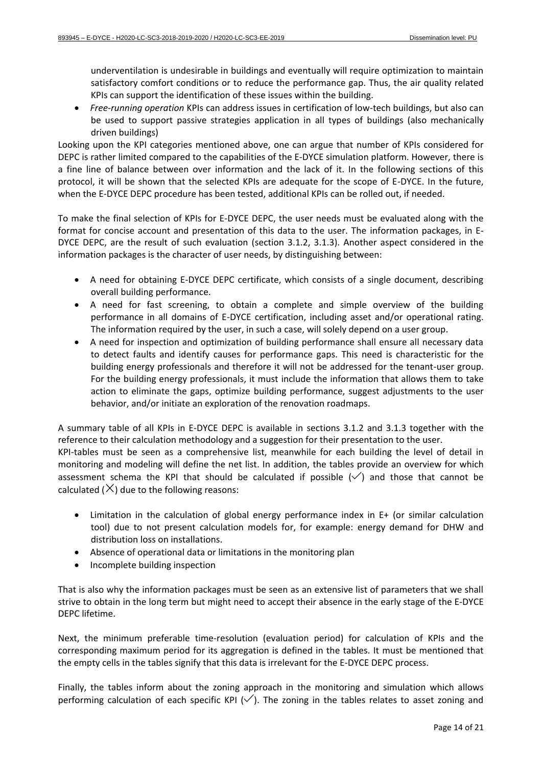underventilation is undesirable in buildings and eventually will require optimization to maintain satisfactory comfort conditions or to reduce the performance gap. Thus, the air quality related KPIs can support the identification of these issues within the building.

- *Free-running operation* KPIs can address issues in certification of low-tech buildings, but also can be used to support passive strategies application in all types of buildings (also mechanically driven buildings)

Looking upon the KPI categories mentioned above, one can argue that number of KPIs considered for DEPC is rather limited compared to the capabilities of the E-DYCE simulation platform. However, there is a fine line of balance between over information and the lack of it. In the following sections of this protocol, it will be shown that the selected KPIs are adequate for the scope of E-DYCE. In the future, when the E-DYCE DEPC procedure has been tested, additional KPIs can be rolled out, if needed.

To make the final selection of KPIs for E-DYCE DEPC, the user needs must be evaluated along with the format for concise account and presentation of this data to the user. The information packages, in E-DYCE DEPC, are the result of such evaluation (section 3.1.2, 3.1.3). Another aspect considered in the information packages is the character of user needs, by distinguishing between:

- A need for obtaining E-DYCE DEPC certificate, which consists of a single document, describing overall building performance.
- A need for fast screening, to obtain a complete and simple overview of the building performance in all domains of E-DYCE certification, including asset and/or operational rating. The information required by the user, in such a case, will solely depend on a user group.
- A need for inspection and optimization of building performance shall ensure all necessary data to detect faults and identify causes for performance gaps. This need is characteristic for the building energy professionals and therefore it will not be addressed for the tenant-user group. For the building energy professionals, it must include the information that allows them to take action to eliminate the gaps, optimize building performance, suggest adjustments to the user behavior, and/or initiate an exploration of the renovation roadmaps.

A summary table of all KPIs in E-DYCE DEPC is available in sections 3.1.2 and 3.1.3 together with the reference to their calculation methodology and a suggestion for their presentation to the user.
KPI-tables must be seen as a comprehensive list, meanwhile for each building the level of detail in monitoring and modeling will define the net list. In addition, the tables provide an overview for which assessment schema the KPI that should be calculated if possible (✓) and those that cannot be calculated (✕) due to the following reasons:

- Limitation in the calculation of global energy performance index in E+ (or similar calculation tool) due to not present calculation models for, for example: energy demand for DHW and distribution loss on installations.
- Absence of operational data or limitations in the monitoring plan
- Incomplete building inspection

That is also why the information packages must be seen as an extensive list of parameters that we shall strive to obtain in the long term but might need to accept their absence in the early stage of the E-DYCE DEPC lifetime.

Next, the minimum preferable time-resolution (evaluation period) for calculation of KPIs and the corresponding maximum period for its aggregation is defined in the tables. It must be mentioned that the empty cells in the tables signify that this data is irrelevant for the E-DYCE DEPC process.

Finally, the tables inform about the zoning approach in the monitoring and simulation which allows performing calculation of each specific KPI (✓). The zoning in the tables relates to asset zoning and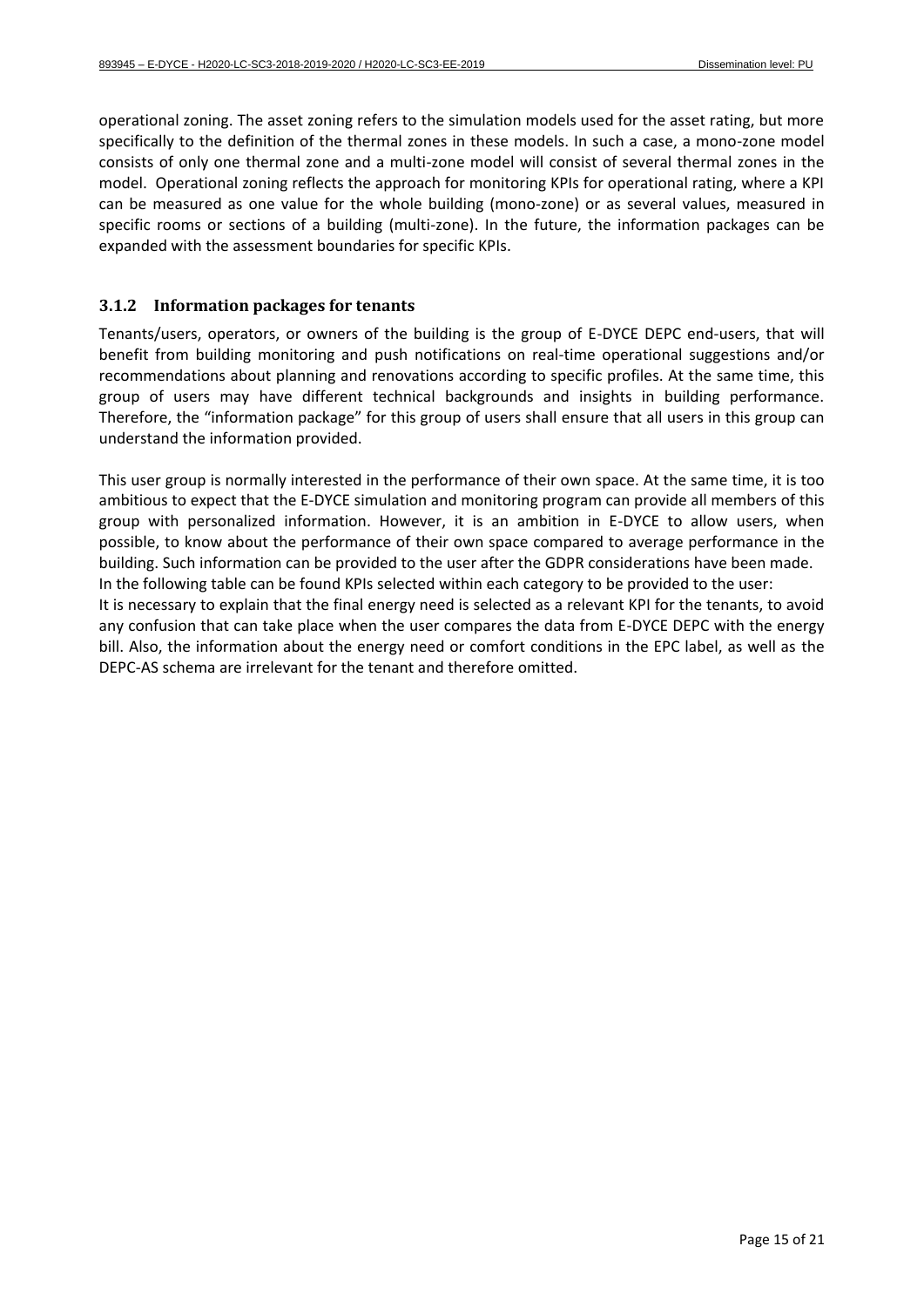operational zoning. The asset zoning refers to the simulation models used for the asset rating, but more specifically to the definition of the thermal zones in these models. In such a case, a mono-zone model consists of only one thermal zone and a multi-zone model will consist of several thermal zones in the model. Operational zoning reflects the approach for monitoring KPIs for operational rating, where a KPI can be measured as one value for the whole building (mono-zone) or as several values, measured in specific rooms or sections of a building (multi-zone). In the future, the information packages can be expanded with the assessment boundaries for specific KPIs.

### 3.1.2 Information packages for tenants

Tenants/users, operators, or owners of the building is the group of E-DYCE DEPC end-users, that will benefit from building monitoring and push notifications on real-time operational suggestions and/or recommendations about planning and renovations according to specific profiles. At the same time, this group of users may have different technical backgrounds and insights in building performance. Therefore, the "information package" for this group of users shall ensure that all users in this group can understand the information provided.

This user group is normally interested in the performance of their own space. At the same time, it is too ambitious to expect that the E-DYCE simulation and monitoring program can provide all members of this group with personalized information. However, it is an ambition in E-DYCE to allow users, when possible, to know about the performance of their own space compared to average performance in the building. Such information can be provided to the user after the GDPR considerations have been made.
In the following table can be found KPIs selected within each category to be provided to the user:
It is necessary to explain that the final energy need is selected as a relevant KPI for the tenants, to avoid any confusion that can take place when the user compares the data from E-DYCE DEPC with the energy bill. Also, the information about the energy need or comfort conditions in the EPC label, as well as the DEPC-AS schema are irrelevant for the tenant and therefore omitted.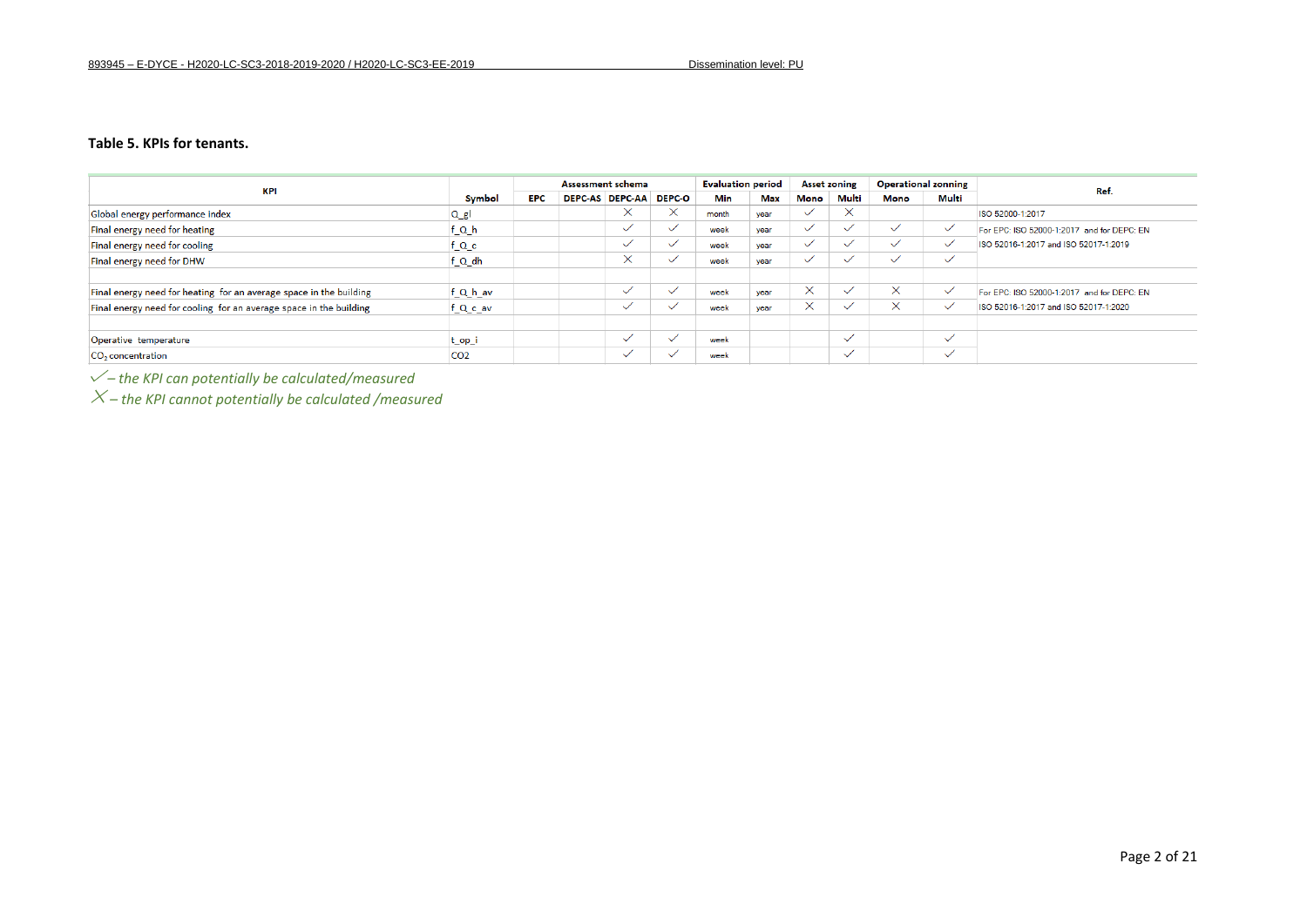**Table 5. KPIs for tenants.**

| KPI | Symbol | Assessment schema | | | | Evaluation period | | Asset zoning | | Operational zonning | | Ref. |
|---|---|---|---|---|---|---|---|---|---|---|---|---|
| | | EPC | DEPC-AS | DEPC-AA | DEPC-O | Min | Max | Mono | Multi | Mono | Multi | |
| Global energy performance index | Q_gl | | | ✕ | ✕ | month | year | ✓ | ✕ | | | ISO 52000-1:2017 |
| Final energy need for heating | f_Q_h | | | ✓ | ✓ | week | year | ✓ | ✓ | ✓ | ✓ | For EPC: ISO 52000-1:2017 and for DEPC: EN |
| Final energy need for cooling | f_Q_c | | | ✓ | ✓ | week | year | ✓ | ✓ | ✓ | ✓ | ISO 52016-1:2017 and ISO 52017-1:2019 |
| Final energy need for DHW | f_Q_dh | | | ✕ | ✓ | week | year | ✓ | ✓ | ✓ | ✓ | |
| | | | | | | | | | | | | |
| Final energy need for heating for an average space in the building | f_Q_h_av | | | ✓ | ✓ | week | year | ✕ | ✓ | ✕ | ✓ | For EPC: ISO 52000-1:2017 and for DEPC: EN |
| Final energy need for cooling for an average space in the building | f_Q_c_av | | | ✓ | ✓ | week | year | ✕ | ✓ | ✕ | ✓ | ISO 52016-1:2017 and ISO 52017-1:2020 |
| | | | | | | | | | | | | |
| Operative temperature | t_op_i | | | ✓ | ✓ | week | | | ✓ | | ✓ | |
| $CO_2$ concentration | CO2 | | | ✓ | ✓ | week | | | ✓ | | ✓ | |

*✓ – the KPI can potentially be calculated/measured*

*✕ – the KPI cannot potentially be calculated /measured*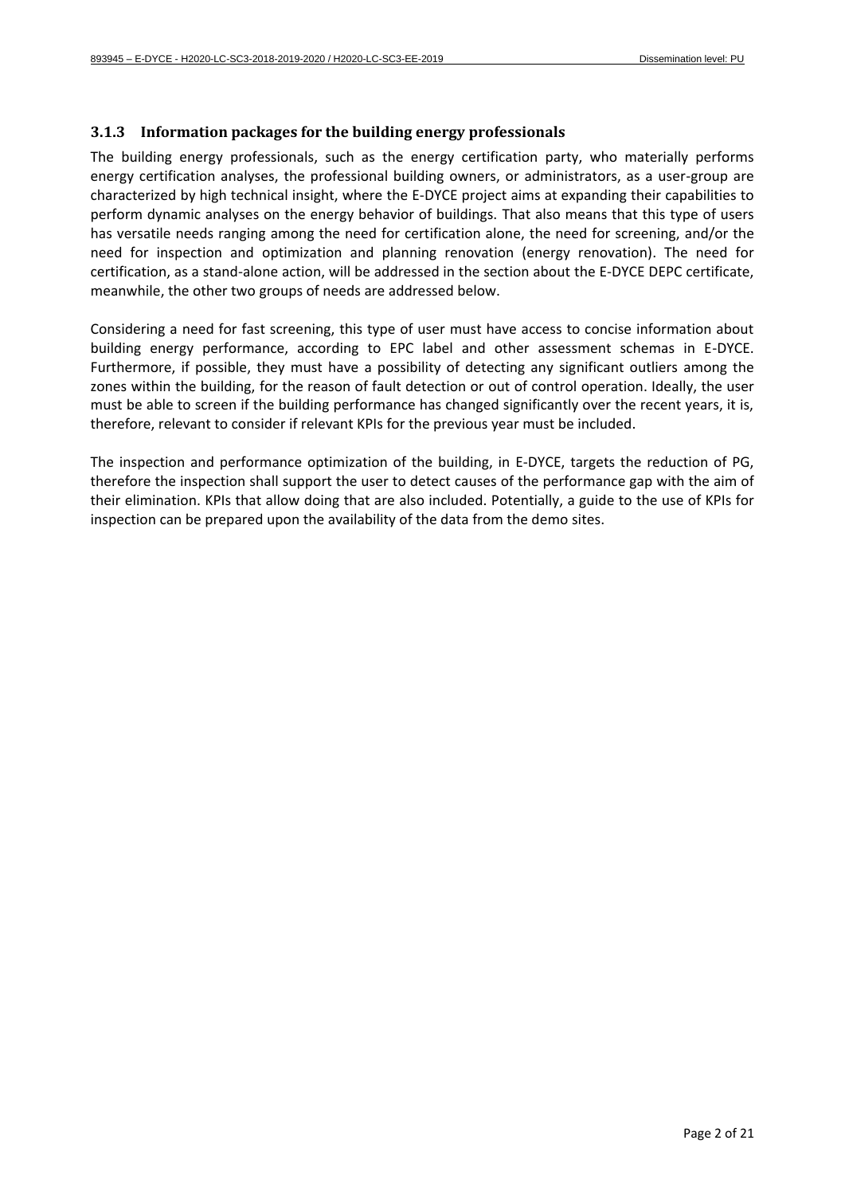### 3.1.3 Information packages for the building energy professionals

The building energy professionals, such as the energy certification party, who materially performs energy certification analyses, the professional building owners, or administrators, as a user-group are characterized by high technical insight, where the E-DYCE project aims at expanding their capabilities to perform dynamic analyses on the energy behavior of buildings. That also means that this type of users has versatile needs ranging among the need for certification alone, the need for screening, and/or the need for inspection and optimization and planning renovation (energy renovation). The need for certification, as a stand-alone action, will be addressed in the section about the E-DYCE DEPC certificate, meanwhile, the other two groups of needs are addressed below.

Considering a need for fast screening, this type of user must have access to concise information about building energy performance, according to EPC label and other assessment schemas in E-DYCE. Furthermore, if possible, they must have a possibility of detecting any significant outliers among the zones within the building, for the reason of fault detection or out of control operation. Ideally, the user must be able to screen if the building performance has changed significantly over the recent years, it is, therefore, relevant to consider if relevant KPIs for the previous year must be included.

The inspection and performance optimization of the building, in E-DYCE, targets the reduction of PG, therefore the inspection shall support the user to detect causes of the performance gap with the aim of their elimination. KPIs that allow doing that are also included. Potentially, a guide to the use of KPIs for inspection can be prepared upon the availability of the data from the demo sites.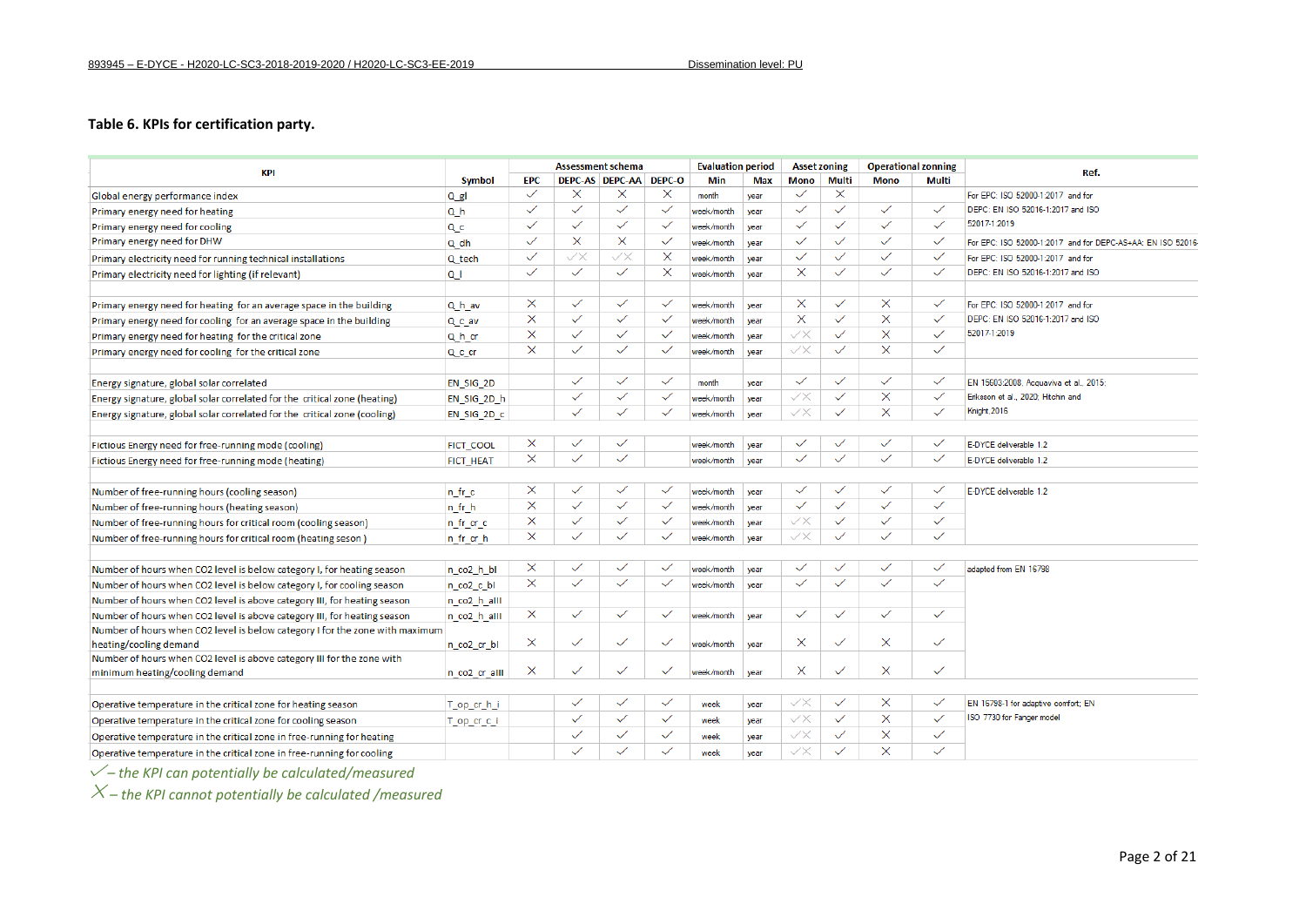**Table 6. KPIs for certification party.**

| KPI | Symbol | Assessment schema | | | | Evaluation period | | Asset zoning | | Operational zonning | | Ref. |
|---|---|---|---|---|---|---|---|---|---|---|---|---|
| | | EPC | DEPC-AS | DEPC-AA | DEPC-O | Min | Max | Mono | Multi | Mono | Multi | |
| Global energy performance index | Q_gl | ✓ | ✗ | ✗ | ✗ | month | year | ✓ | ✗ | | | For EPC: ISO 52000-1:2017 and for DEPC: EN ISO 52016-1:2017 and ISO 52017-1:2019 |
| Primary energy need for heating | Q_h | ✓ | ✓ | ✓ | ✓ | week/month | year | ✓ | ✓ | ✓ | ✓ | |
| Primary energy need for cooling | Q_c | ✓ | ✓ | ✓ | ✓ | week/month | year | ✓ | ✓ | ✓ | ✓ | |
| Primary energy need for DHW | Q_dh | ✓ | ✗ | ✗ | ✓ | week/month | year | ✓ | ✓ | ✓ | ✓ | For EPC: ISO 52000-1:2017 and for DEPC-AS+AA: EN ISO 52016- |
| Primary electricity need for running technical installations | Q_tech | ✓ | ✓✗ | ✓✗ | ✗ | week/month | year | ✓ | ✓ | ✓ | ✓ | For EPC: ISO 52000-1:2017 and for DEPC: EN ISO 52016-1:2017 and ISO |
| Primary electricity need for lighting (if relevant) | Q_l | ✓ | ✓ | ✓ | ✗ | week/month | year | ✗ | ✓ | ✓ | ✓ | |
| | | | | | | | | | | | | |
| Primary energy need for heating for an average space in the building | Q_h_av | ✗ | ✓ | ✓ | ✓ | week/month | year | ✗ | ✓ | ✗ | ✓ | For EPC: ISO 52000-1:2017 and for DEPC: EN ISO 52016-1:2017 and ISO 52017-1:2019 |
| Primary energy need for cooling for an average space in the building | Q_c_av | ✗ | ✓ | ✓ | ✓ | week/month | year | ✗ | ✓ | ✗ | ✓ | |
| Primary energy need for heating for the critical zone | Q_h_cr | ✗ | ✓ | ✓ | ✓ | week/month | year | ✓✗ | ✓ | ✗ | ✓ | |
| Primary energy need for cooling for the critical zone | Q_c_cr | ✗ | ✓ | ✓ | ✓ | week/month | year | ✓✗ | ✓ | ✗ | ✓ | |
| | | | | | | | | | | | | |
| Energy signature, global solar correlated | EN_SIG_2D | | ✓ | ✓ | ✓ | month | year | ✓ | ✓ | ✓ | ✓ | EN 15603:2008, Acquaviva et al., 2015; Eriksson et al., 2020; Hitchin and Knight 2016 |
| Energy signature, global solar correlated for the critical zone (heating) | EN_SIG_2D_h | | ✓ | ✓ | ✓ | week/month | year | ✓✗ | ✓ | ✗ | ✓ | |
| Energy signature, global solar correlated for the critical zone (cooling) | EN_SIG_2D_c | | ✓ | ✓ | ✓ | week/month | year | ✓✗ | ✓ | ✗ | ✓ | |
| | | | | | | | | | | | | |
| Fictious Energy need for free-running mode (cooling) | FICT_COOL | ✗ | ✓ | ✓ | | week/month | year | ✓ | ✓ | ✓ | ✓ | E-DYCE deliverable 1.2 |
| Fictious Energy need for free-running mode (heating) | FICT_HEAT | ✗ | ✓ | ✓ | | week/month | year | ✓ | ✓ | ✓ | ✓ | E-DYCE deliverable 1.2 |
| | | | | | | | | | | | | |
| Number of free-running hours (cooling season) | n_fr_c | ✗ | ✓ | ✓ | ✓ | week/month | year | ✓ | ✓ | ✓ | ✓ | E-DYCE deliverable 1.2 |
| Number of free-running hours (heating season) | n_fr_h | ✗ | ✓ | ✓ | ✓ | week/month | year | ✓ | ✓ | ✓ | ✓ | |
| Number of free-running hours for critical room (cooling season) | n_fr_cr_c | ✗ | ✓ | ✓ | ✓ | week/month | year | ✓✗ | ✓ | ✓ | ✓ | |
| Number of free-running hours for critical room (heating seson) | n_fr_cr_h | ✗ | ✓ | ✓ | ✓ | week/month | year | ✓✗ | ✓ | ✓ | ✓ | |
| | | | | | | | | | | | | |
| Number of hours when CO2 level is below category I, for heating season | n_co2_h_bI | ✗ | ✓ | ✓ | ✓ | week/month | year | ✓ | ✓ | ✓ | ✓ | adapted from EN 16798 |
| Number of hours when CO2 level is below category I, for cooling season | n_co2_c_bI | ✗ | ✓ | ✓ | ✓ | week/month | year | ✓ | ✓ | ✓ | ✓ | |
| Number of hours when CO2 level is above category III, for heating season | n_co2_h_aIII | | | | | | | | | | | |
| Number of hours when CO2 level is above category III, for heating season | n_co2_h_aIII | ✗ | ✓ | ✓ | ✓ | week/month | year | ✓ | ✓ | ✓ | ✓ | |
| Number of hours when CO2 level is below category I for the zone with maximum heating/cooling demand | n_co2_cr_bI | ✗ | ✓ | ✓ | ✓ | week/month | year | ✗ | ✓ | ✗ | ✓ | |
| Number of hours when CO2 level is above category III for the zone with minimum heating/cooling demand | n_co2_cr_aIII | ✗ | ✓ | ✓ | ✓ | week/month | year | ✗ | ✓ | ✗ | ✓ | |
| | | | | | | | | | | | | |
| Operative temperature in the critical zone for heating season | T_op_cr_h_i | | ✓ | ✓ | ✓ | week | year | ✓✗ | ✓ | ✗ | ✓ | EN 16798-1 for adaptive comfort; EN ISO 7730 for Fanger model |
| Operative temperature in the critical zone for cooling season | T_op_cr_c_i | | ✓ | ✓ | ✓ | week | year | ✓✗ | ✓ | ✗ | ✓ | |
| Operative temperature in the critical zone in free-running for heating | | | ✓ | ✓ | ✓ | week | year | ✓✗ | ✓ | ✗ | ✓ | |
| Operative temperature in the critical zone in free-running for cooling | | | ✓ | ✓ | ✓ | week | year | ✓✗ | ✓ | ✗ | ✓ | |

*✓ – the KPI can potentially be calculated/measured*

*✗ – the KPI cannot potentially be calculated /measured*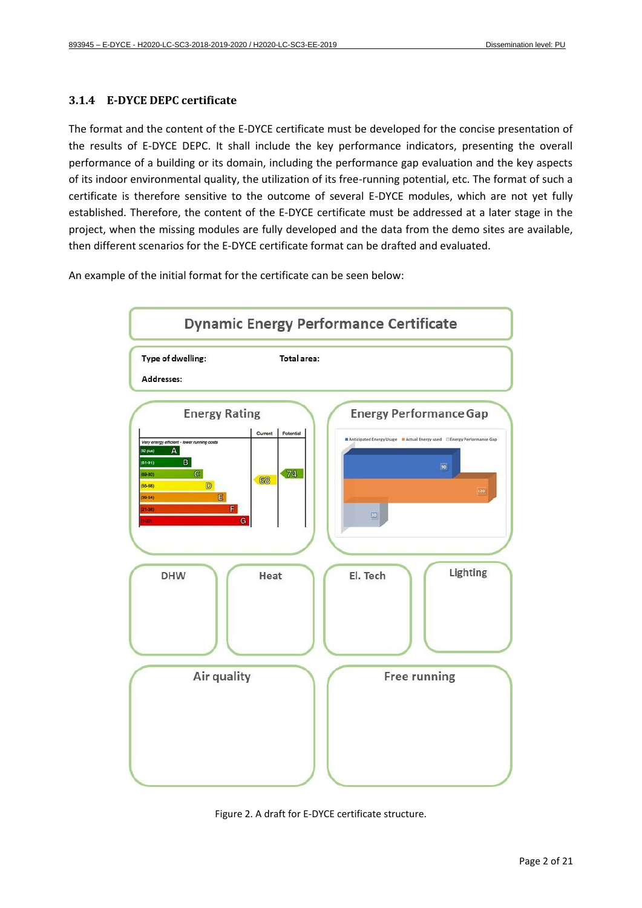### 3.1.4 E-DYCE DEPC certificate

The format and the content of the E-DYCE certificate must be developed for the concise presentation of the results of E-DYCE DEPC. It shall include the key performance indicators, presenting the overall performance of a building or its domain, including the performance gap evaluation and the key aspects of its indoor environmental quality, the utilization of its free-running potential, etc. The format of such a certificate is therefore sensitive to the outcome of several E-DYCE modules, which are not yet fully established. Therefore, the content of the E-DYCE certificate must be addressed at a later stage in the project, when the missing modules are fully developed and the data from the demo sites are available, then different scenarios for the E-DYCE certificate format can be drafted and evaluated.

An example of the initial format for the certificate can be seen below:

Figure 2. A draft for E-DYCE certificate structure.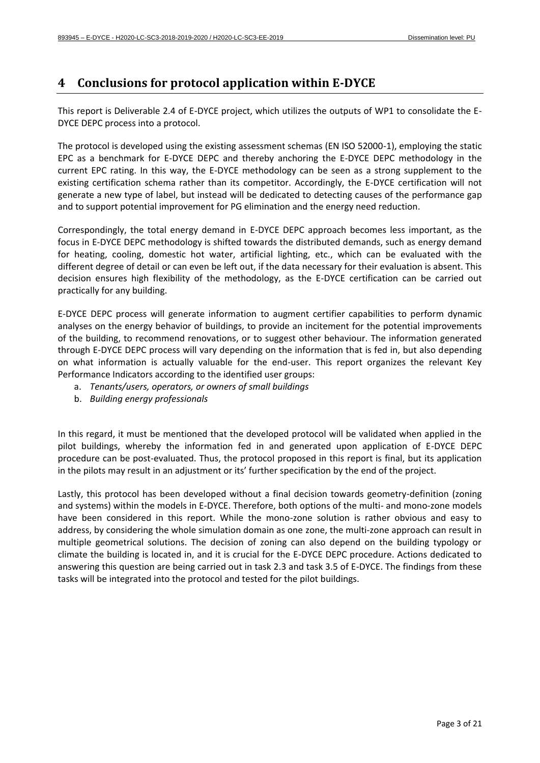# 4 Conclusions for protocol application within E-DYCE

This report is Deliverable 2.4 of E-DYCE project, which utilizes the outputs of WP1 to consolidate the E-DYCE DEPC process into a protocol.

The protocol is developed using the existing assessment schemas (EN ISO 52000-1), employing the static EPC as a benchmark for E-DYCE DEPC and thereby anchoring the E-DYCE DEPC methodology in the current EPC rating. In this way, the E-DYCE methodology can be seen as a strong supplement to the existing certification schema rather than its competitor. Accordingly, the E-DYCE certification will not generate a new type of label, but instead will be dedicated to detecting causes of the performance gap and to support potential improvement for PG elimination and the energy need reduction.

Correspondingly, the total energy demand in E-DYCE DEPC approach becomes less important, as the focus in E-DYCE DEPC methodology is shifted towards the distributed demands, such as energy demand for heating, cooling, domestic hot water, artificial lighting, etc., which can be evaluated with the different degree of detail or can even be left out, if the data necessary for their evaluation is absent. This decision ensures high flexibility of the methodology, as the E-DYCE certification can be carried out practically for any building.

E-DYCE DEPC process will generate information to augment certifier capabilities to perform dynamic analyses on the energy behavior of buildings, to provide an incitement for the potential improvements of the building, to recommend renovations, or to suggest other behaviour. The information generated through E-DYCE DEPC process will vary depending on the information that is fed in, but also depending on what information is actually valuable for the end-user. This report organizes the relevant Key Performance Indicators according to the identified user groups:

a. *Tenants/users, operators, or owners of small buildings*
b. *Building energy professionals*

In this regard, it must be mentioned that the developed protocol will be validated when applied in the pilot buildings, whereby the information fed in and generated upon application of E-DYCE DEPC procedure can be post-evaluated. Thus, the protocol proposed in this report is final, but its application in the pilots may result in an adjustment or its' further specification by the end of the project.

Lastly, this protocol has been developed without a final decision towards geometry-definition (zoning and systems) within the models in E-DYCE. Therefore, both options of the multi- and mono-zone models have been considered in this report. While the mono-zone solution is rather obvious and easy to address, by considering the whole simulation domain as one zone, the multi-zone approach can result in multiple geometrical solutions. The decision of zoning can also depend on the building typology or climate the building is located in, and it is crucial for the E-DYCE DEPC procedure. Actions dedicated to answering this question are being carried out in task 2.3 and task 3.5 of E-DYCE. The findings from these tasks will be integrated into the protocol and tested for the pilot buildings.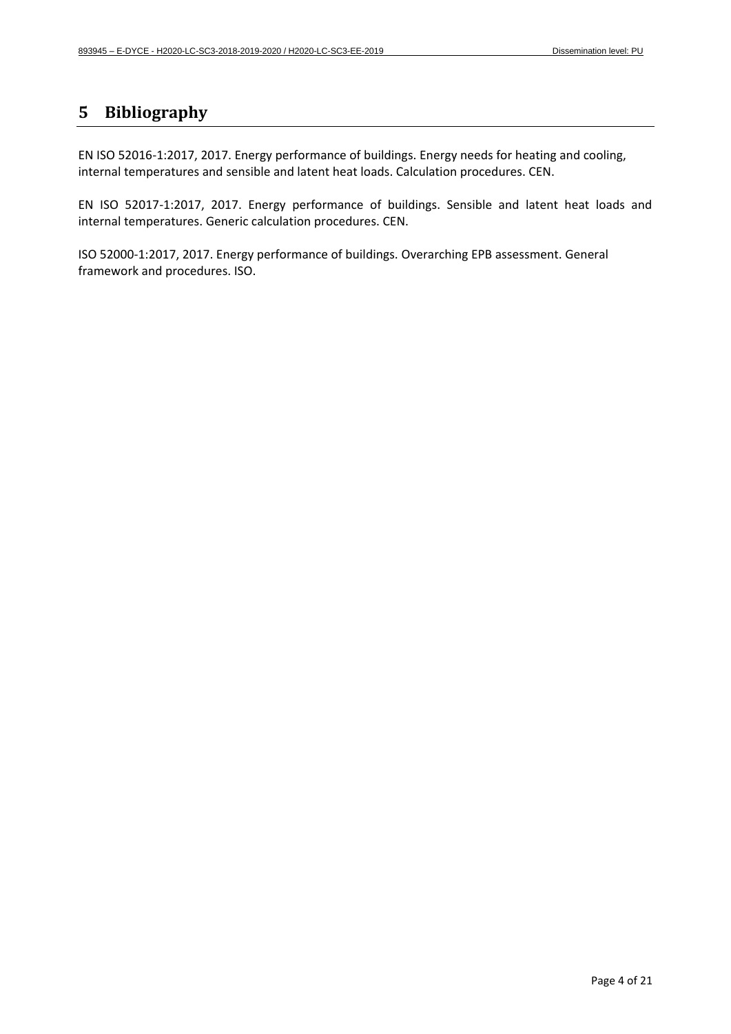# 5 Bibliography

EN ISO 52016-1:2017, 2017. Energy performance of buildings. Energy needs for heating and cooling, internal temperatures and sensible and latent heat loads. Calculation procedures. CEN.

EN ISO 52017-1:2017, 2017. Energy performance of buildings. Sensible and latent heat loads and internal temperatures. Generic calculation procedures. CEN.

ISO 52000-1:2017, 2017. Energy performance of buildings. Overarching EPB assessment. General framework and procedures. ISO.